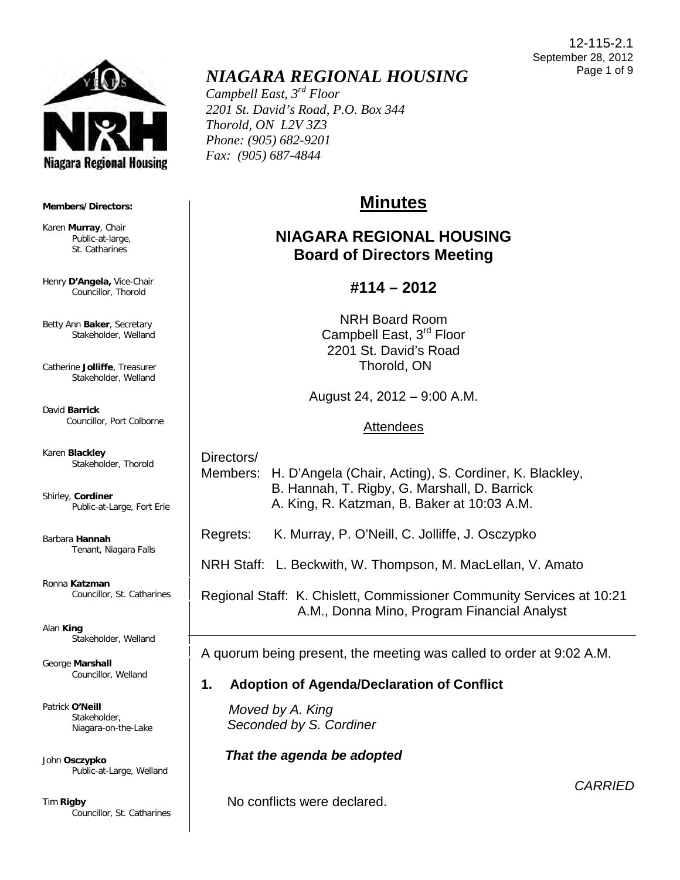12-115-2.1
September 28, 2012

# *NIAGARA REGIONAL HOUSING*

*Campbell East, 3rd Floor*
*2201 St. David's Road, P.O. Box 344*
*Thorold, ON L2V 3Z3*
*Phone: (905) 682-9201*
*Fax: (905) 687-4844*

**Members/Directors:**

Karen **Murray**, Chair
Public-at-large, St. Catharines

Henry **D'Angela,** Vice-Chair
Councillor, Thorold

Betty Ann **Baker**, Secretary
Stakeholder, Welland

Catherine **Jolliffe**, Treasurer
Stakeholder, Welland

David **Barrick**
Councillor, Port Colborne

Karen **Blackley**
Stakeholder, Thorold

Shirley, **Cordiner**
Public-at-Large, Fort Erie

Barbara **Hannah**
Tenant, Niagara Falls

Ronna **Katzman**
Councillor, St. Catharines

Alan **King**
Stakeholder, Welland

George **Marshall**
Councillor, Welland

Patrick **O'Neill**
Stakeholder, Niagara-on-the-Lake

John **Osczypko**
Public-at-Large, Welland

Tim **Rigby**
Councillor, St. Catharines

## Minutes

### NIAGARA REGIONAL HOUSING
### Board of Directors Meeting

### #114 – 2012

NRH Board Room
Campbell East, 3rd Floor
2201 St. David's Road
Thorold, ON

August 24, 2012 – 9:00 A.M.

Attendees

Directors/
Members: H. D'Angela (Chair, Acting), S. Cordiner, K. Blackley, B. Hannah, T. Rigby, G. Marshall, D. Barrick A. King, R. Katzman, B. Baker at 10:03 A.M.

Regrets: K. Murray, P. O'Neill, C. Jolliffe, J. Osczypko

NRH Staff: L. Beckwith, W. Thompson, M. MacLellan, V. Amato

Regional Staff: K. Chislett, Commissioner Community Services at 10:21 A.M., Donna Mino, Program Financial Analyst

A quorum being present, the meeting was called to order at 9:02 A.M.

### 1. Adoption of Agenda/Declaration of Conflict

*Moved by A. King*
*Seconded by S. Cordiner*

***That the agenda be adopted***

*CARRIED*

No conflicts were declared.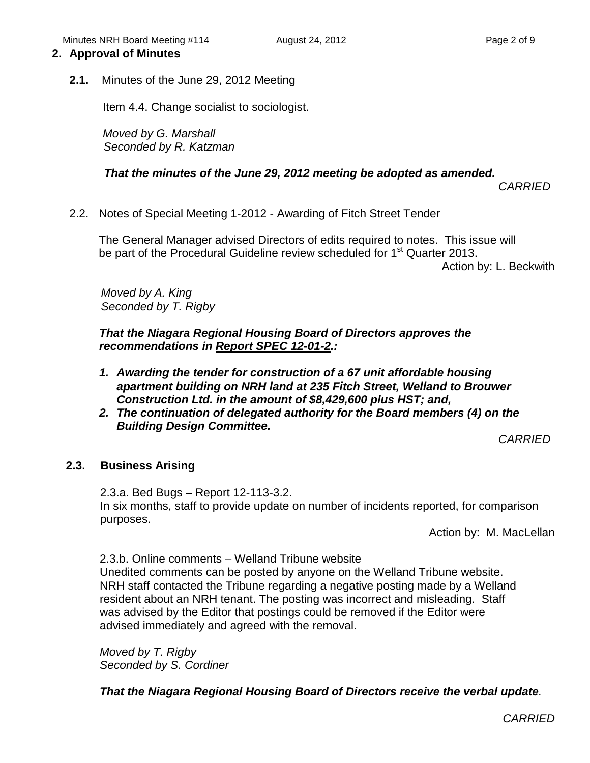## 2. Approval of Minutes

**2.1.** Minutes of the June 29, 2012 Meeting

Item 4.4. Change socialist to sociologist.

*Moved by G. Marshall*
*Seconded by R. Katzman*

***That the minutes of the June 29, 2012 meeting be adopted as amended.***

*CARRIED*

2.2. Notes of Special Meeting 1-2012 - Awarding of Fitch Street Tender

The General Manager advised Directors of edits required to notes. This issue will be part of the Procedural Guideline review scheduled for 1st Quarter 2013.

Action by: L. Beckwith

*Moved by A. King*
*Seconded by T. Rigby*

***That the Niagara Regional Housing Board of Directors approves the recommendations in Report SPEC 12-01-2.:***

1. ***Awarding the tender for construction of a 67 unit affordable housing apartment building on NRH land at 235 Fitch Street, Welland to Brouwer Construction Ltd. in the amount of $8,429,600 plus HST; and,***
2. ***The continuation of delegated authority for the Board members (4) on the Building Design Committee.***

*CARRIED*

**2.3. Business Arising**

2.3.a. Bed Bugs – Report 12-113-3.2.
In six months, staff to provide update on number of incidents reported, for comparison purposes.

Action by: M. MacLellan

2.3.b. Online comments – Welland Tribune website
Unedited comments can be posted by anyone on the Welland Tribune website. NRH staff contacted the Tribune regarding a negative posting made by a Welland resident about an NRH tenant. The posting was incorrect and misleading. Staff was advised by the Editor that postings could be removed if the Editor were advised immediately and agreed with the removal.

*Moved by T. Rigby*
*Seconded by S. Cordiner*

***That the Niagara Regional Housing Board of Directors receive the verbal update.***

*CARRIED*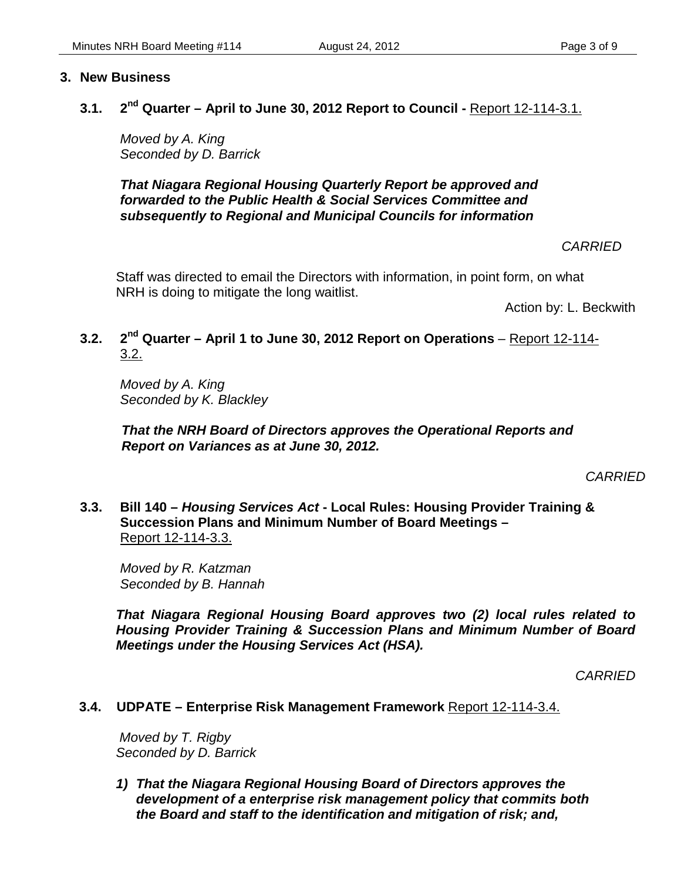## 3. New Business

### 3.1. 2nd Quarter – April to June 30, 2012 Report to Council - Report 12-114-3.1.

*Moved by A. King*
*Seconded by D. Barrick*

***That Niagara Regional Housing Quarterly Report be approved and forwarded to the Public Health & Social Services Committee and subsequently to Regional and Municipal Councils for information***

*CARRIED*

Staff was directed to email the Directors with information, in point form, on what NRH is doing to mitigate the long waitlist.

Action by: L. Beckwith

### 3.2. 2nd Quarter – April 1 to June 30, 2012 Report on Operations – Report 12-114-3.2.

*Moved by A. King*
*Seconded by K. Blackley*

***That the NRH Board of Directors approves the Operational Reports and Report on Variances as at June 30, 2012.***

*CARRIED*

### 3.3. Bill 140 – *Housing Services Act* - Local Rules: Housing Provider Training & Succession Plans and Minimum Number of Board Meetings – Report 12-114-3.3.

*Moved by R. Katzman*
*Seconded by B. Hannah*

***That Niagara Regional Housing Board approves two (2) local rules related to Housing Provider Training & Succession Plans and Minimum Number of Board Meetings under the Housing Services Act (HSA).***

*CARRIED*

### 3.4. UDPATE – Enterprise Risk Management Framework Report 12-114-3.4.

*Moved by T. Rigby*
*Seconded by D. Barrick*

1) ***That the Niagara Regional Housing Board of Directors approves the development of a enterprise risk management policy that commits both the Board and staff to the identification and mitigation of risk; and,***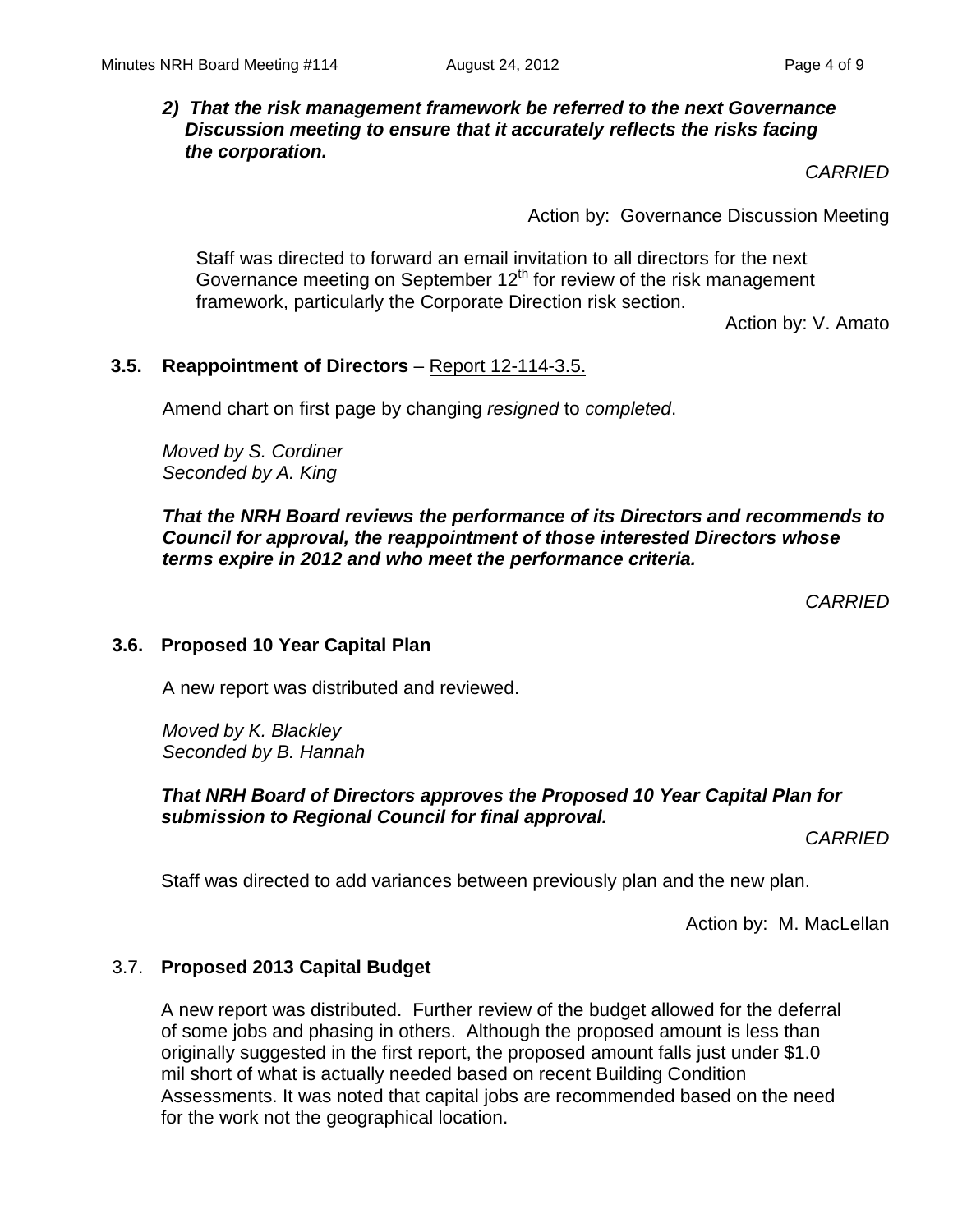***2) That the risk management framework be referred to the next Governance Discussion meeting to ensure that it accurately reflects the risks facing the corporation.***

*CARRIED*

Action by: Governance Discussion Meeting

Staff was directed to forward an email invitation to all directors for the next Governance meeting on September 12th for review of the risk management framework, particularly the Corporate Direction risk section.

Action by: V. Amato

### 3.5. Reappointment of Directors – Report 12-114-3.5.

Amend chart on first page by changing *resigned* to *completed*.

*Moved by S. Cordiner*
*Seconded by A. King*

***That the NRH Board reviews the performance of its Directors and recommends to Council for approval, the reappointment of those interested Directors whose terms expire in 2012 and who meet the performance criteria.***

*CARRIED*

### 3.6. Proposed 10 Year Capital Plan

A new report was distributed and reviewed.

*Moved by K. Blackley*
*Seconded by B. Hannah*

***That NRH Board of Directors approves the Proposed 10 Year Capital Plan for submission to Regional Council for final approval.***

*CARRIED*

Staff was directed to add variances between previously plan and the new plan.

Action by: M. MacLellan

### 3.7. Proposed 2013 Capital Budget

A new report was distributed. Further review of the budget allowed for the deferral of some jobs and phasing in others. Although the proposed amount is less than originally suggested in the first report, the proposed amount falls just under $1.0 mil short of what is actually needed based on recent Building Condition Assessments. It was noted that capital jobs are recommended based on the need for the work not the geographical location.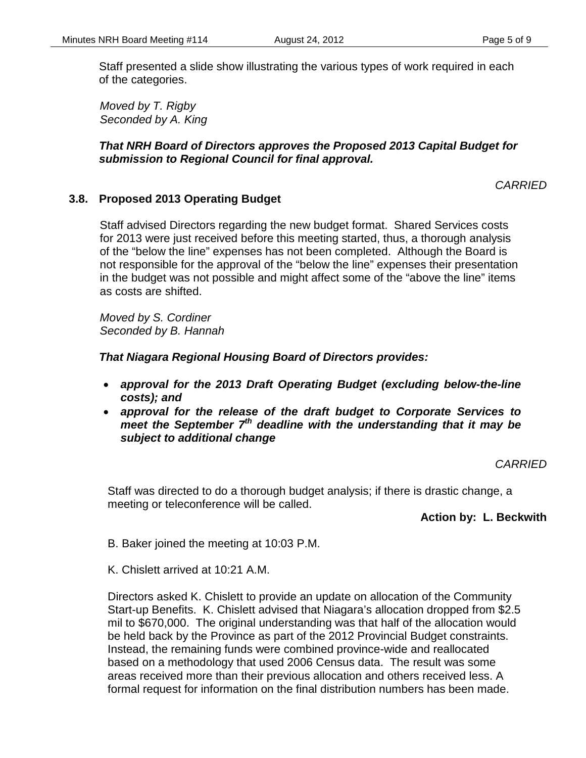Staff presented a slide show illustrating the various types of work required in each of the categories.

*Moved by T. Rigby*
*Seconded by A. King*

***That NRH Board of Directors approves the Proposed 2013 Capital Budget for submission to Regional Council for final approval.***

*CARRIED*

### 3.8. Proposed 2013 Operating Budget

Staff advised Directors regarding the new budget format. Shared Services costs for 2013 were just received before this meeting started, thus, a thorough analysis of the "below the line" expenses has not been completed. Although the Board is not responsible for the approval of the "below the line" expenses their presentation in the budget was not possible and might affect some of the "above the line" items as costs are shifted.

*Moved by S. Cordiner*
*Seconded by B. Hannah*

***That Niagara Regional Housing Board of Directors provides:***

- ***approval for the 2013 Draft Operating Budget (excluding below-the-line costs); and***
- ***approval for the release of the draft budget to Corporate Services to meet the September 7th deadline with the understanding that it may be subject to additional change***

*CARRIED*

Staff was directed to do a thorough budget analysis; if there is drastic change, a meeting or teleconference will be called.

**Action by: L. Beckwith**

B. Baker joined the meeting at 10:03 P.M.

K. Chislett arrived at 10:21 A.M.

Directors asked K. Chislett to provide an update on allocation of the Community Start-up Benefits. K. Chislett advised that Niagara's allocation dropped from $2.5 mil to $670,000. The original understanding was that half of the allocation would be held back by the Province as part of the 2012 Provincial Budget constraints. Instead, the remaining funds were combined province-wide and reallocated based on a methodology that used 2006 Census data. The result was some areas received more than their previous allocation and others received less. A formal request for information on the final distribution numbers has been made.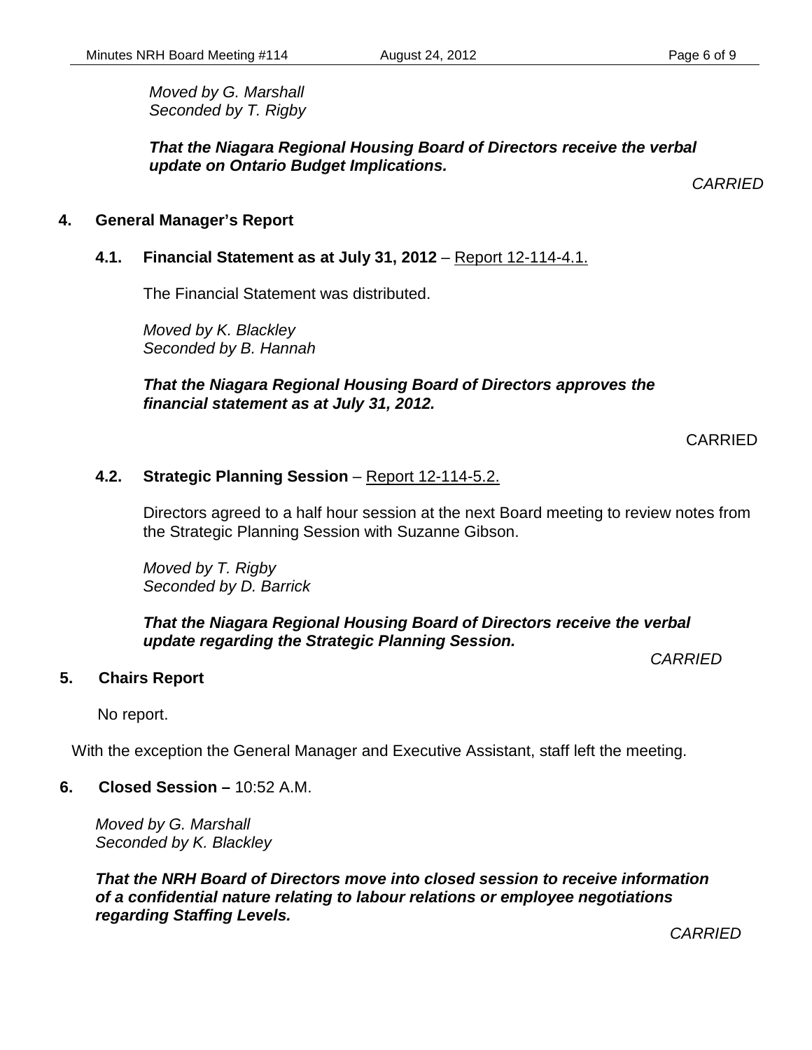*Moved by G. Marshall*
*Seconded by T. Rigby*

***That the Niagara Regional Housing Board of Directors receive the verbal update on Ontario Budget Implications.***

*CARRIED*

## 4. General Manager's Report

### 4.1. Financial Statement as at July 31, 2012 – Report 12-114-4.1.

The Financial Statement was distributed.

*Moved by K. Blackley*
*Seconded by B. Hannah*

***That the Niagara Regional Housing Board of Directors approves the financial statement as at July 31, 2012.***

CARRIED

### 4.2. Strategic Planning Session – Report 12-114-5.2.

Directors agreed to a half hour session at the next Board meeting to review notes from the Strategic Planning Session with Suzanne Gibson.

*Moved by T. Rigby*
*Seconded by D. Barrick*

***That the Niagara Regional Housing Board of Directors receive the verbal update regarding the Strategic Planning Session.***

*CARRIED*

## 5. Chairs Report

No report.

With the exception the General Manager and Executive Assistant, staff left the meeting.

## 6. Closed Session – 10:52 A.M.

*Moved by G. Marshall*
*Seconded by K. Blackley*

***That the NRH Board of Directors move into closed session to receive information of a confidential nature relating to labour relations or employee negotiations regarding Staffing Levels.***

*CARRIED*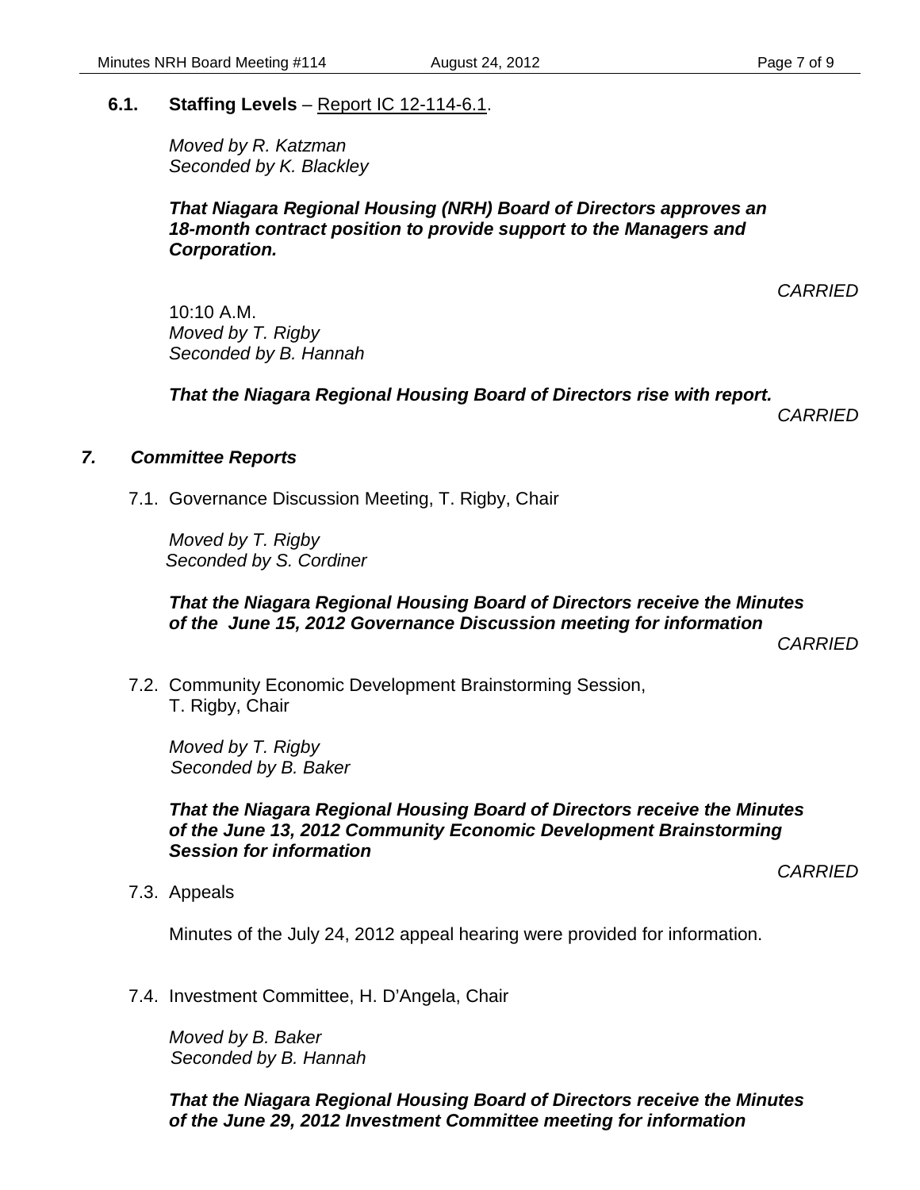### 6.1. **Staffing Levels** – Report IC 12-114-6.1.

*Moved by R. Katzman*
*Seconded by K. Blackley*

***That Niagara Regional Housing (NRH) Board of Directors approves an 18-month contract position to provide support to the Managers and Corporation.***

*CARRIED*

10:10 A.M.
*Moved by T. Rigby*
*Seconded by B. Hannah*

***That the Niagara Regional Housing Board of Directors rise with report.***

*CARRIED*

## *7. Committee Reports*

7.1. Governance Discussion Meeting, T. Rigby, Chair

*Moved by T. Rigby*
*Seconded by S. Cordiner*

***That the Niagara Regional Housing Board of Directors receive the Minutes of the June 15, 2012 Governance Discussion meeting for information***

*CARRIED*

7.2. Community Economic Development Brainstorming Session, T. Rigby, Chair

*Moved by T. Rigby*
*Seconded by B. Baker*

***That the Niagara Regional Housing Board of Directors receive the Minutes of the June 13, 2012 Community Economic Development Brainstorming Session for information***

*CARRIED*

7.3. Appeals

Minutes of the July 24, 2012 appeal hearing were provided for information.

7.4. Investment Committee, H. D'Angela, Chair

*Moved by B. Baker*
*Seconded by B. Hannah*

***That the Niagara Regional Housing Board of Directors receive the Minutes of the June 29, 2012 Investment Committee meeting for information***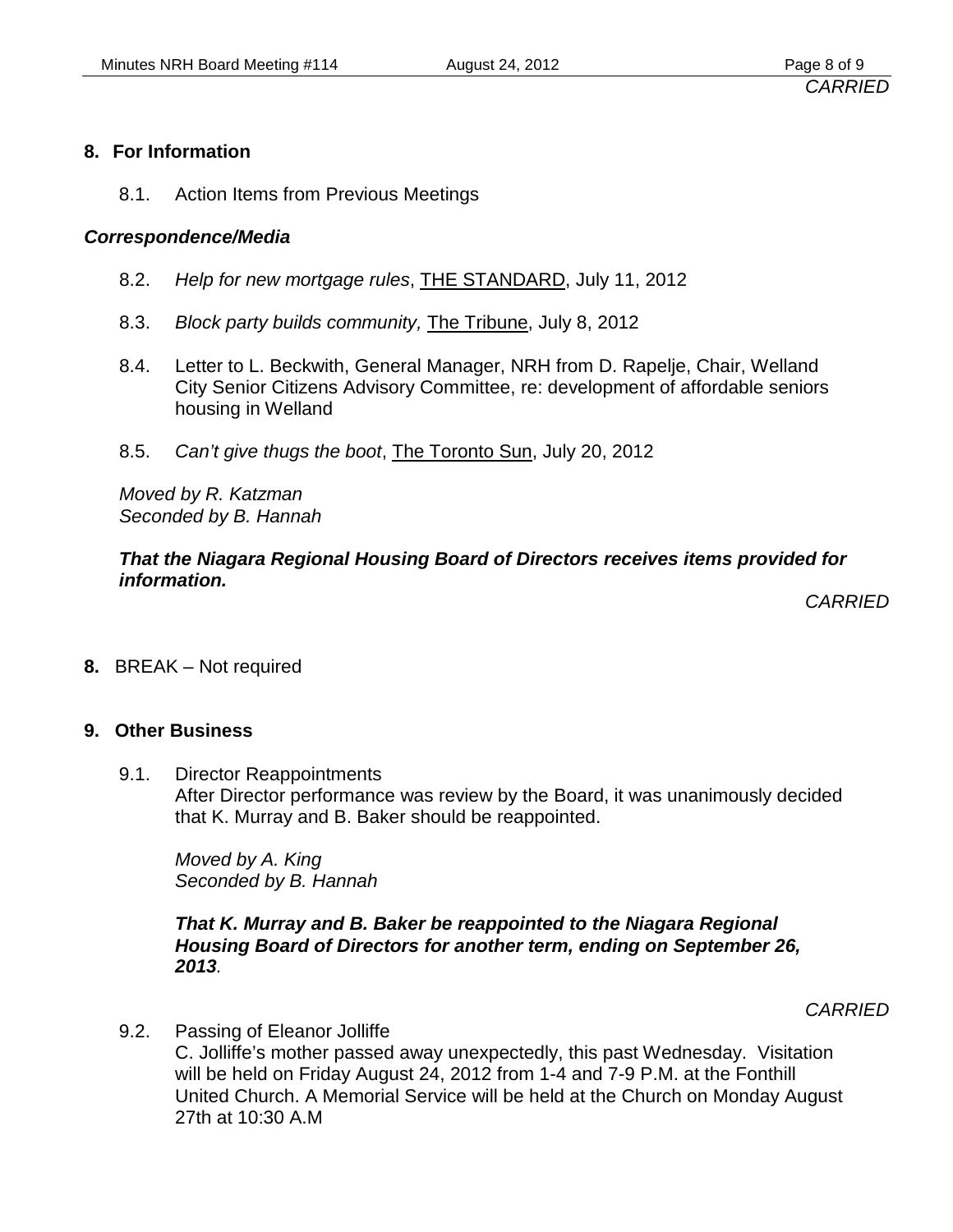*CARRIED*

## 8. For Information

8.1. Action Items from Previous Meetings

***Correspondence/Media***

8.2. *Help for new mortgage rules*, THE STANDARD, July 11, 2012

8.3. *Block party builds community,* The Tribune, July 8, 2012

8.4. Letter to L. Beckwith, General Manager, NRH from D. Rapelje, Chair, Welland City Senior Citizens Advisory Committee, re: development of affordable seniors housing in Welland

8.5. *Can't give thugs the boot*, The Toronto Sun, July 20, 2012

*Moved by R. Katzman*
*Seconded by B. Hannah*

***That the Niagara Regional Housing Board of Directors receives items provided for information.***

*CARRIED*

**8.** BREAK – Not required

## 9. Other Business

9.1. Director Reappointments
After Director performance was review by the Board, it was unanimously decided that K. Murray and B. Baker should be reappointed.

*Moved by A. King*
*Seconded by B. Hannah*

***That K. Murray and B. Baker be reappointed to the Niagara Regional Housing Board of Directors for another term, ending on September 26, 2013*.**

*CARRIED*

9.2. Passing of Eleanor Jolliffe
C. Jolliffe's mother passed away unexpectedly, this past Wednesday. Visitation will be held on Friday August 24, 2012 from 1-4 and 7-9 P.M. at the Fonthill United Church. A Memorial Service will be held at the Church on Monday August 27th at 10:30 A.M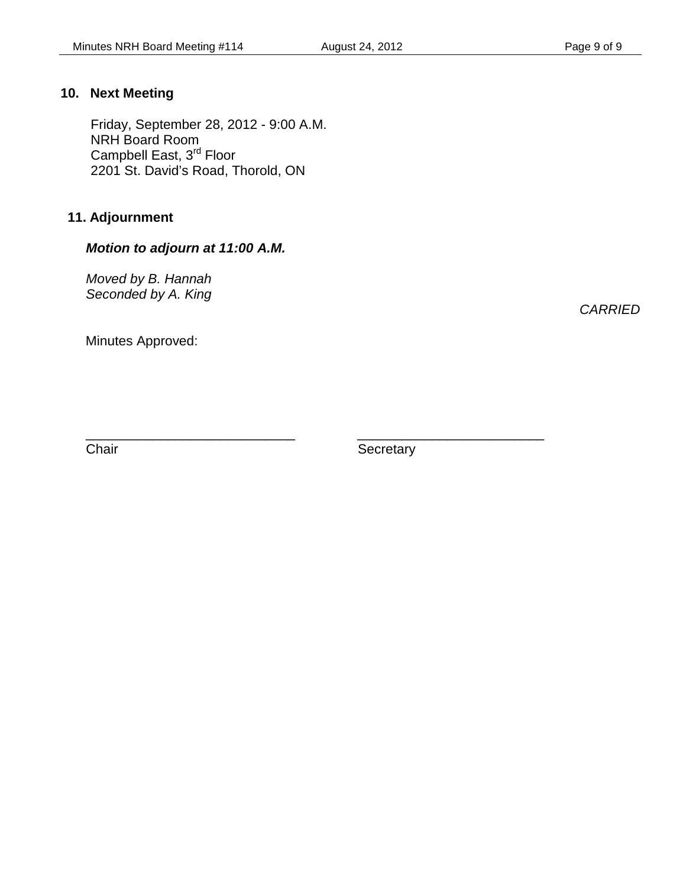## 10. Next Meeting

Friday, September 28, 2012 - 9:00 A.M.
NRH Board Room
Campbell East, 3rd Floor
2201 St. David's Road, Thorold, ON

## 11. Adjournment

***Motion to adjourn at 11:00 A.M.***

*Moved by B. Hannah*
*Seconded by A. King*

*CARRIED*

Minutes Approved:

\_\_\_\_\_\_\_\_\_\_\_\_\_\_\_\_\_\_\_\_\_\_\_\_\_\_\_\_
Chair

\_\_\_\_\_\_\_\_\_\_\_\_\_\_\_\_\_\_\_\_\_\_\_\_\_\_
Secretary